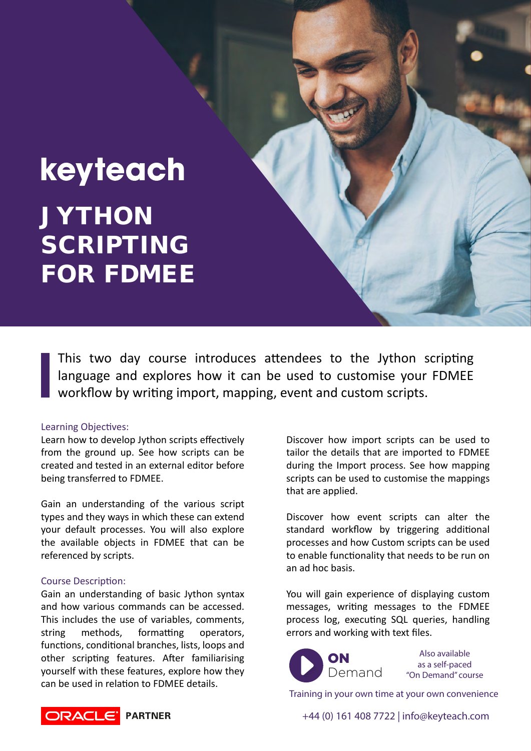keyteach

# JYTHON SCRIPTING FOR FDMEE

This two day course introduces attendees to the Jython scripting language and explores how it can be used to customise your FDMEE workflow by writing import, mapping, event and custom scripts.

### Learning Objectives:

Learn how to develop Jython scripts effectively from the ground up. See how scripts can be created and tested in an external editor before being transferred to FDMEE.

Gain an understanding of the various script types and they ways in which these can extend your default processes. You will also explore the available objects in FDMEE that can be referenced by scripts.

### Course Description:

Gain an understanding of basic Jython syntax and how various commands can be accessed. This includes the use of variables, comments, string methods, formatting operators, functions, conditional branches, lists, loops and other scripting features. After familiarising yourself with these features, explore how they can be used in relation to FDMEE details.

Discover how import scripts can be used to tailor the details that are imported to FDMEE during the Import process. See how mapping scripts can be used to customise the mappings that are applied.

Discover how event scripts can alter the standard workflow by triggering additional processes and how Custom scripts can be used to enable functionality that needs to be run on an ad hoc basis.

You will gain experience of displaying custom messages, writing messages to the FDMEE process log, executing SQL queries, handling errors and working with text files.

**ON** Demand

Also available as a self-paced "On Demand" course

Training in your own time at your own convenience

ORACLE PARTNER

+44 (0) 161 408 7722 | info@keyteach.com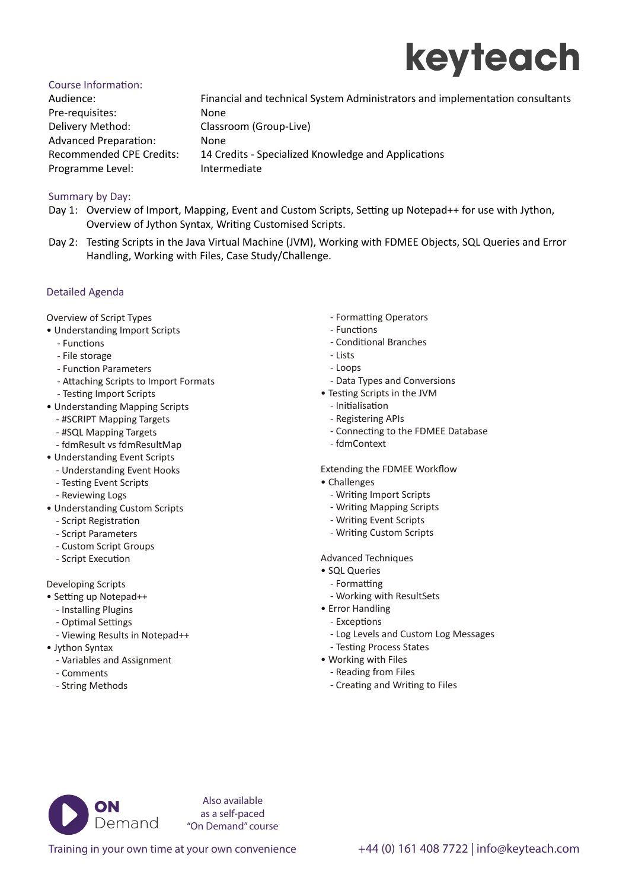# keyteach

## Course Information:

| | |
|---|---|
| Audience: | Financial and technical System Administrators and implementation consultants |
| Pre-requisites: | None |
| Delivery Method: | Classroom (Group-Live) |
| Advanced Preparation: | None |
| Recommended CPE Credits: | 14 Credits - Specialized Knowledge and Applications |
| Programme Level: | Intermediate |

## Summary by Day:

Day 1: Overview of Import, Mapping, Event and Custom Scripts, Setting up Notepad++ for use with Jython, Overview of Jython Syntax, Writing Customised Scripts.

Day 2: Testing Scripts in the Java Virtual Machine (JVM), Working with FDMEE Objects, SQL Queries and Error Handling, Working with Files, Case Study/Challenge.

## Detailed Agenda

Overview of Script Types

- Understanding Import Scripts
  - Functions
  - File storage
  - Function Parameters
  - Attaching Scripts to Import Formats
  - Testing Import Scripts
- Understanding Mapping Scripts
  - #SCRIPT Mapping Targets
  - #SQL Mapping Targets
  - fdmResult vs fdmResultMap
- Understanding Event Scripts
  - Understanding Event Hooks
  - Testing Event Scripts
  - Reviewing Logs
- Understanding Custom Scripts
  - Script Registration
  - Script Parameters
  - Custom Script Groups
  - Script Execution

Developing Scripts

- Setting up Notepad++
  - Installing Plugins
  - Optimal Settings
  - Viewing Results in Notepad++
- Jython Syntax
  - Variables and Assignment
  - Comments
  - String Methods
  - Formatting Operators
  - Functions
  - Conditional Branches
  - Lists
  - Loops
  - Data Types and Conversions
- Testing Scripts in the JVM
  - Initialisation
  - Registering APIs
  - Connecting to the FDMEE Database
  - fdmContext

Extending the FDMEE Workflow

- Challenges
  - Writing Import Scripts
  - Writing Mapping Scripts
  - Writing Event Scripts
  - Writing Custom Scripts

Advanced Techniques

- SQL Queries
  - Formatting
  - Working with ResultSets
- Error Handling
  - Exceptions
  - Log Levels and Custom Log Messages
  - Testing Process States
- Working with Files
  - Reading from Files
  - Creating and Writing to Files

ON Demand

Also available as a self-paced "On Demand" course

Training in your own time at your own convenience

+44 (0) 161 408 7722 | info@keyteach.com